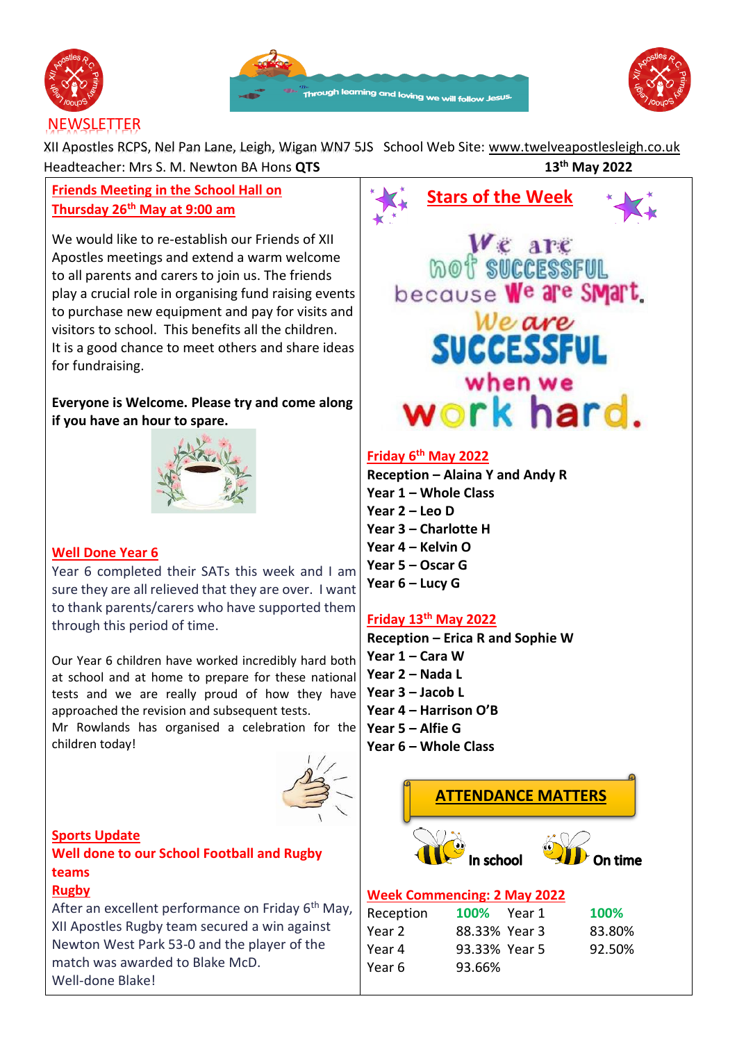# NEWSLETTER

Through learning and loving we will follow Jesus.

XII Apostles RCPS, Nel Pan Lane, Leigh, Wigan WN7 5JS School Web Site: www.twelveapostlesleigh.co.uk

Headteacher: Mrs S. M. Newton BA Hons **QTS**

**13th May 2022**

## Friends Meeting in the School Hall on Thursday 26th May at 9:00 am

We would like to re-establish our Friends of XII Apostles meetings and extend a warm welcome to all parents and carers to join us. The friends play a crucial role in organising fund raising events to purchase new equipment and pay for visits and visitors to school. This benefits all the children. It is a good chance to meet others and share ideas for fundraising.

**Everyone is Welcome. Please try and come along if you have an hour to spare.**

## Well Done Year 6

Year 6 completed their SATs this week and I am sure they are all relieved that they are over. I want to thank parents/carers who have supported them through this period of time.

Our Year 6 children have worked incredibly hard both at school and at home to prepare for these national tests and we are really proud of how they have approached the revision and subsequent tests.
Mr Rowlands has organised a celebration for the children today!

## Sports Update

### Well done to our School Football and Rugby teams

### Rugby

After an excellent performance on Friday 6th May, XII Apostles Rugby team secured a win against Newton West Park 53-0 and the player of the match was awarded to Blake McD.
Well-done Blake!

## Stars of the Week

We are not successful because we are smart. We are SUCCESSFUL when we work hard.

### Friday 6th May 2022

**Reception – Alaina Y and Andy R**
**Year 1 – Whole Class**
**Year 2 – Leo D**
**Year 3 – Charlotte H**
**Year 4 – Kelvin O**
**Year 5 – Oscar G**
**Year 6 – Lucy G**

### Friday 13th May 2022

**Reception – Erica R and Sophie W**
**Year 1 – Cara W**
**Year 2 – Nada L**
**Year 3 – Jacob L**
**Year 4 – Harrison O'B**
**Year 5 – Alfie G**
**Year 6 – Whole Class**

## ATTENDANCE MATTERS

In school On time

### Week Commencing: 2 May 2022

| | | | |
|---|---|---|---|
| Reception | 100% | Year 1 | 100% |
| Year 2 | 88.33% | Year 3 | 83.80% |
| Year 4 | 93.33% | Year 5 | 92.50% |
| Year 6 | 93.66% | | |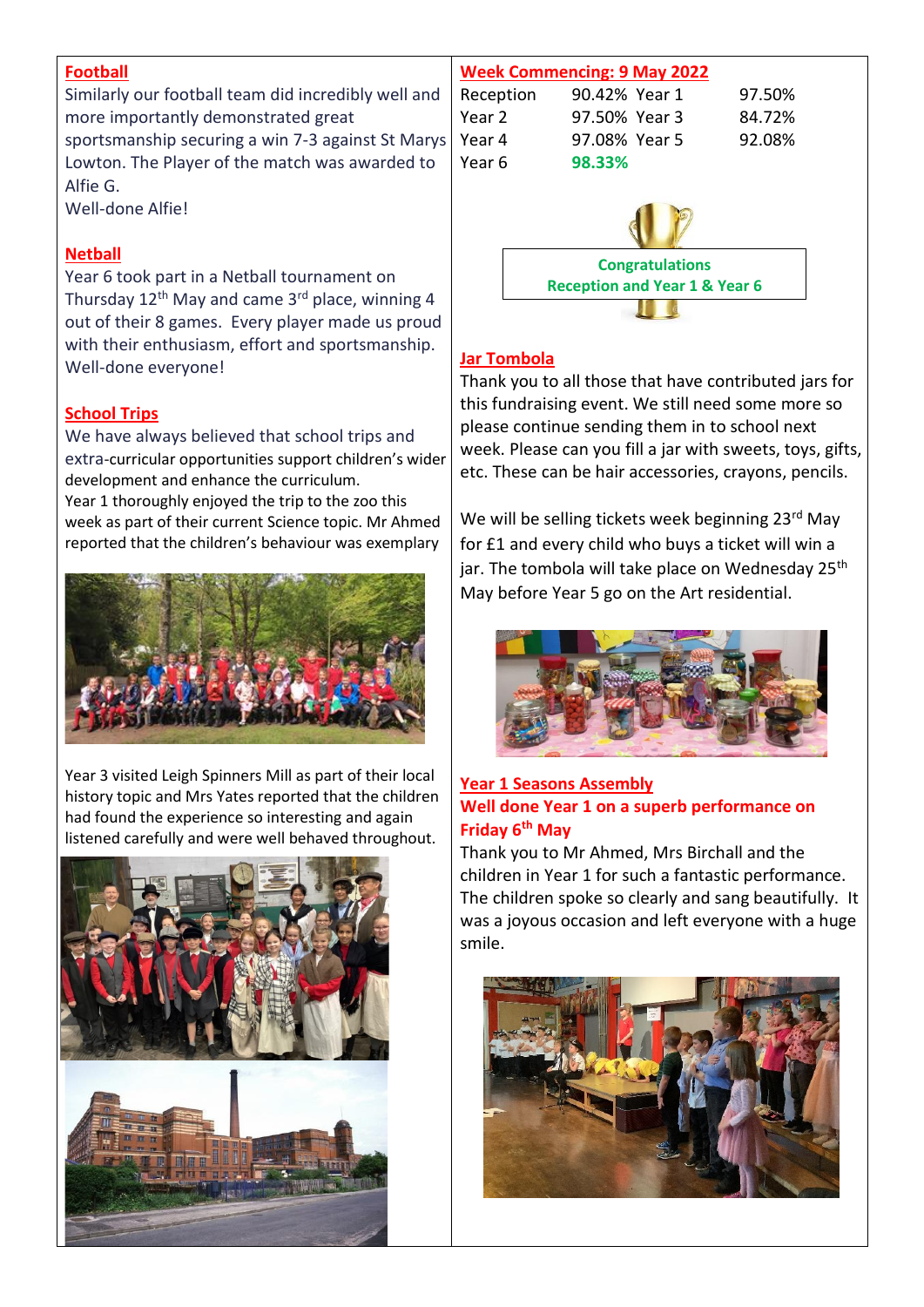## Football

Similarly our football team did incredibly well and more importantly demonstrated great sportsmanship securing a win 7-3 against St Marys Lowton. The Player of the match was awarded to Alfie G.

Well-done Alfie!

## Netball

Year 6 took part in a Netball tournament on Thursday 12th May and came 3rd place, winning 4 out of their 8 games. Every player made us proud with their enthusiasm, effort and sportsmanship. Well-done everyone!

## School Trips

We have always believed that school trips and extra-curricular opportunities support children's wider development and enhance the curriculum.

Year 1 thoroughly enjoyed the trip to the zoo this week as part of their current Science topic. Mr Ahmed reported that the children's behaviour was exemplary

Year 3 visited Leigh Spinners Mill as part of their local history topic and Mrs Yates reported that the children had found the experience so interesting and again listened carefully and were well behaved throughout.

## Week Commencing: 9 May 2022

| | | | |
|---|---|---|---|
| Reception | 90.42% | Year 1 | 97.50% |
| Year 2 | 97.50% | Year 3 | 84.72% |
| Year 4 | 97.08% | Year 5 | 92.08% |
| Year 6 | **98.33%** | | |

**Congratulations Reception and Year 1 & Year 6**

## Jar Tombola

Thank you to all those that have contributed jars for this fundraising event. We still need some more so please continue sending them in to school next week. Please can you fill a jar with sweets, toys, gifts, etc. These can be hair accessories, crayons, pencils.

We will be selling tickets week beginning 23rd May for £1 and every child who buys a ticket will win a jar. The tombola will take place on Wednesday 25th May before Year 5 go on the Art residential.

## Year 1 Seasons Assembly

**Well done Year 1 on a superb performance on Friday 6th May**

Thank you to Mr Ahmed, Mrs Birchall and the children in Year 1 for such a fantastic performance. The children spoke so clearly and sang beautifully. It was a joyous occasion and left everyone with a huge smile.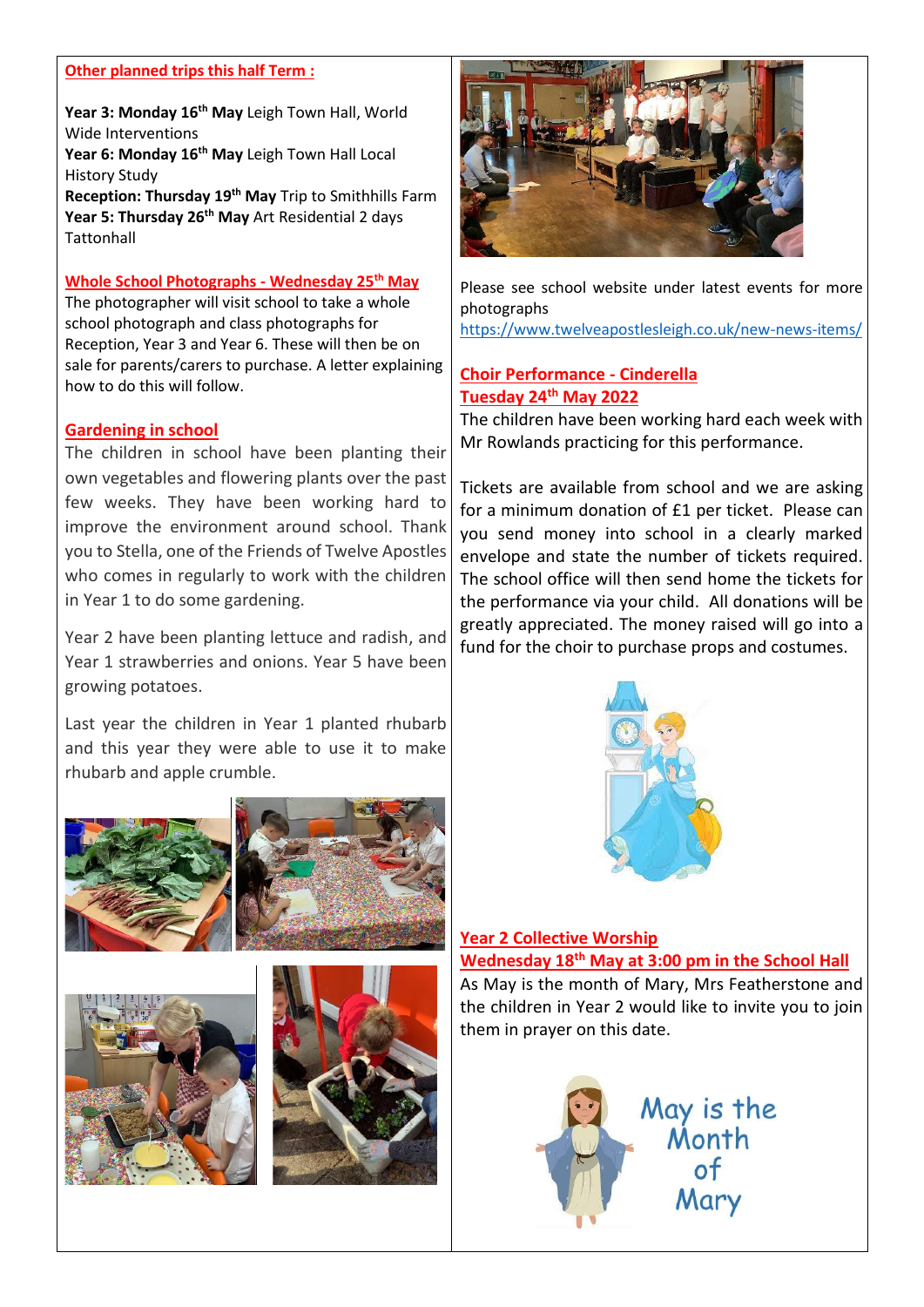## Other planned trips this half Term :

**Year 3: Monday 16th May** Leigh Town Hall, World Wide Interventions
**Year 6: Monday 16th May** Leigh Town Hall Local History Study
**Reception: Thursday 19th May** Trip to Smithhills Farm
**Year 5: Thursday 26th May** Art Residential 2 days Tattonhall

## Whole School Photographs - Wednesday 25th May

The photographer will visit school to take a whole school photograph and class photographs for Reception, Year 3 and Year 6. These will then be on sale for parents/carers to purchase. A letter explaining how to do this will follow.

## Gardening in school

The children in school have been planting their own vegetables and flowering plants over the past few weeks. They have been working hard to improve the environment around school. Thank you to Stella, one of the Friends of Twelve Apostles who comes in regularly to work with the children in Year 1 to do some gardening.

Year 2 have been planting lettuce and radish, and Year 1 strawberries and onions. Year 5 have been growing potatoes.

Last year the children in Year 1 planted rhubarb and this year they were able to use it to make rhubarb and apple crumble.

Please see school website under latest events for more photographs
https://www.twelveapostlesleigh.co.uk/new-news-items/

## Choir Performance - Cinderella
## Tuesday 24th May 2022

The children have been working hard each week with Mr Rowlands practicing for this performance.

Tickets are available from school and we are asking for a minimum donation of £1 per ticket. Please can you send money into school in a clearly marked envelope and state the number of tickets required. The school office will then send home the tickets for the performance via your child. All donations will be greatly appreciated. The money raised will go into a fund for the choir to purchase props and costumes.

## Year 2 Collective Worship
## Wednesday 18th May at 3:00 pm in the School Hall

As May is the month of Mary, Mrs Featherstone and the children in Year 2 would like to invite you to join them in prayer on this date.

May is the Month of Mary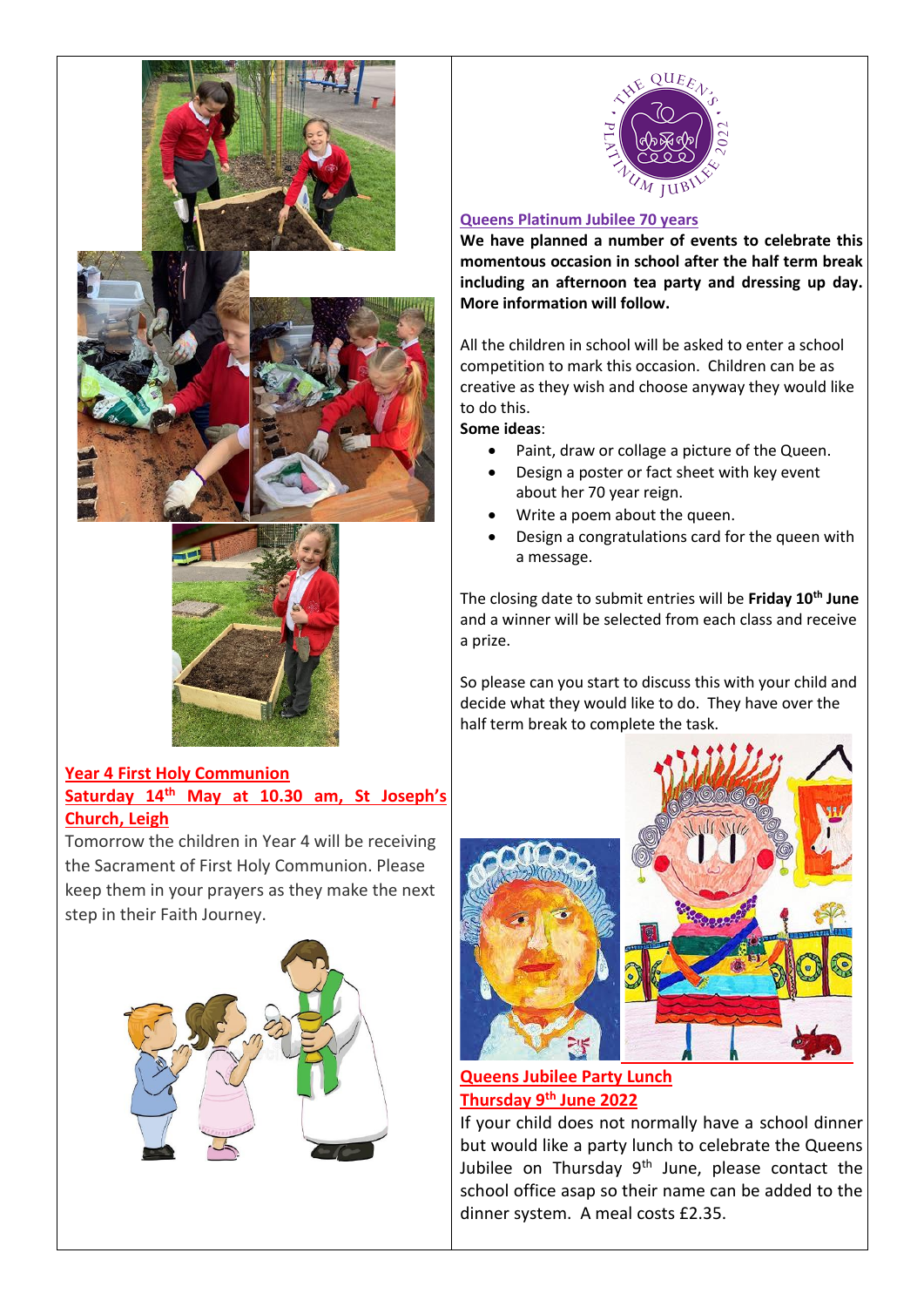## Year 4 First Holy Communion

## Saturday 14th May at 10.30 am, St Joseph's Church, Leigh

Tomorrow the children in Year 4 will be receiving the Sacrament of First Holy Communion. Please keep them in your prayers as they make the next step in their Faith Journey.

## Queens Platinum Jubilee 70 years

**We have planned a number of events to celebrate this momentous occasion in school after the half term break including an afternoon tea party and dressing up day. More information will follow.**

All the children in school will be asked to enter a school competition to mark this occasion. Children can be as creative as they wish and choose anyway they would like to do this.

**Some ideas**:

- Paint, draw or collage a picture of the Queen.
- Design a poster or fact sheet with key event about her 70 year reign.
- Write a poem about the queen.
- Design a congratulations card for the queen with a message.

The closing date to submit entries will be **Friday 10th June** and a winner will be selected from each class and receive a prize.

So please can you start to discuss this with your child and decide what they would like to do. They have over the half term break to complete the task.

## Queens Jubilee Party Lunch

## Thursday 9th June 2022

If your child does not normally have a school dinner but would like a party lunch to celebrate the Queens Jubilee on Thursday 9th June, please contact the school office asap so their name can be added to the dinner system. A meal costs £2.35.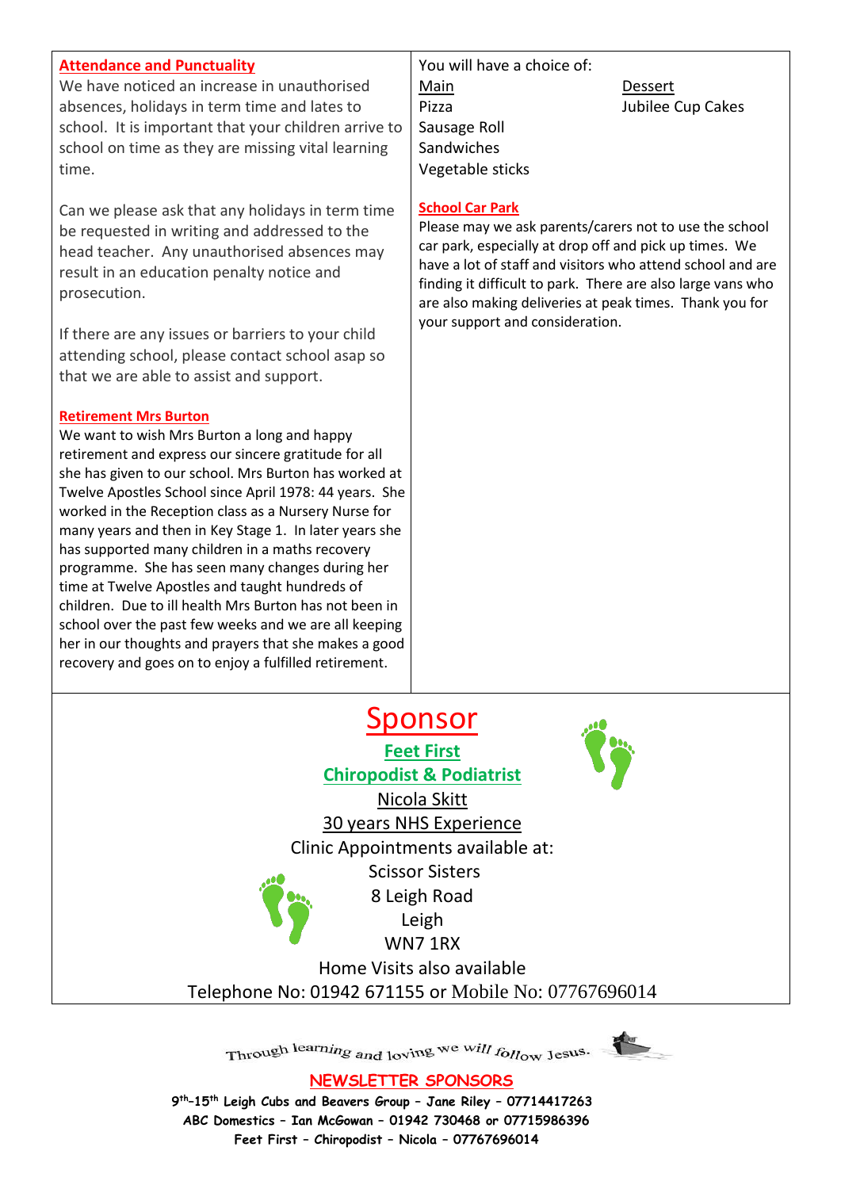### Attendance and Punctuality

We have noticed an increase in unauthorised absences, holidays in term time and lates to school. It is important that your children arrive to school on time as they are missing vital learning time.

Can we please ask that any holidays in term time be requested in writing and addressed to the head teacher. Any unauthorised absences may result in an education penalty notice and prosecution.

If there are any issues or barriers to your child attending school, please contact school asap so that we are able to assist and support.

### Retirement Mrs Burton

We want to wish Mrs Burton a long and happy retirement and express our sincere gratitude for all she has given to our school. Mrs Burton has worked at Twelve Apostles School since April 1978: 44 years. She worked in the Reception class as a Nursery Nurse for many years and then in Key Stage 1. In later years she has supported many children in a maths recovery programme. She has seen many changes during her time at Twelve Apostles and taught hundreds of children. Due to ill health Mrs Burton has not been in school over the past few weeks and we are all keeping her in our thoughts and prayers that she makes a good recovery and goes on to enjoy a fulfilled retirement.

You will have a choice of:

| Main | Dessert |
|---|---|
| Pizza | Jubilee Cup Cakes |
| Sausage Roll | |
| Sandwiches | |
| Vegetable sticks | |

### School Car Park

Please may we ask parents/carers not to use the school car park, especially at drop off and pick up times. We have a lot of staff and visitors who attend school and are finding it difficult to park. There are also large vans who are also making deliveries at peak times. Thank you for your support and consideration.

## Sponsor

**Feet First**

**Chiropodist & Podiatrist**

Nicola Skitt

30 years NHS Experience

Clinic Appointments available at:

Scissor Sisters

8 Leigh Road

Leigh

WN7 1RX

Home Visits also available

Telephone No: 01942 671155 or Mobile No: 07767696014

Through learning and loving we will follow Jesus.

### NEWSLETTER SPONSORS

**9th–15th Leigh Cubs and Beavers Group – Jane Riley – 07714417263**

**ABC Domestics – Ian McGowan – 01942 730468 or 07715986396**

**Feet First – Chiropodist – Nicola – 07767696014**